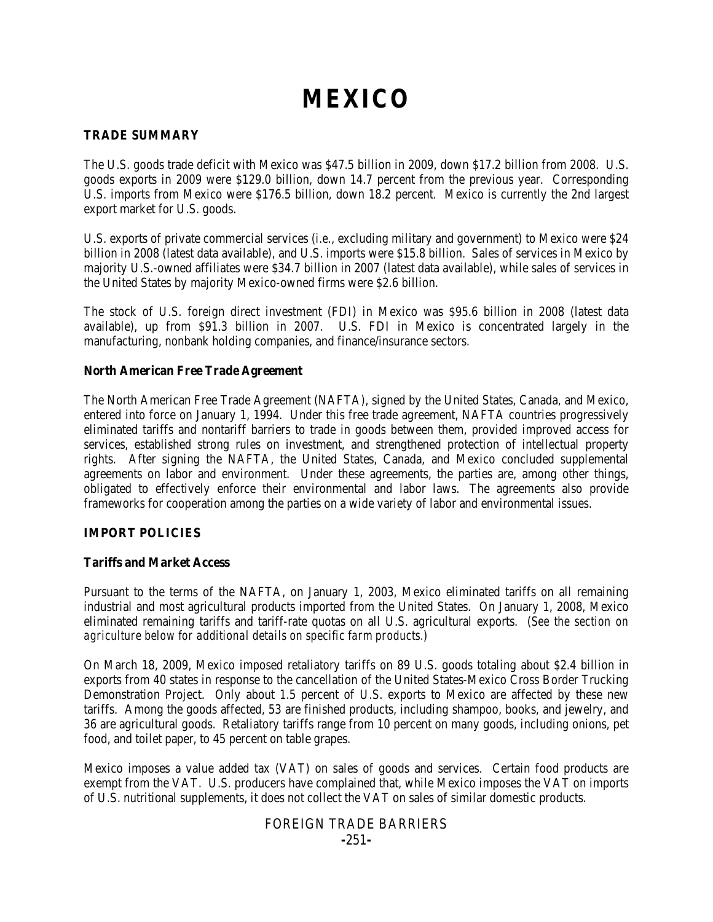# MEXICO

## TRADE SUMMARY

The U.S. goods trade deficit with Mexico was $47.5 billion in 2009, down $17.2 billion from 2008. U.S. goods exports in 2009 were $129.0 billion, down 14.7 percent from the previous year. Corresponding U.S. imports from Mexico were $176.5 billion, down 18.2 percent. Mexico is currently the 2nd largest export market for U.S. goods.

U.S. exports of private commercial services (i.e., excluding military and government) to Mexico were $24 billion in 2008 (latest data available), and U.S. imports were $15.8 billion. Sales of services in Mexico by majority U.S.-owned affiliates were $34.7 billion in 2007 (latest data available), while sales of services in the United States by majority Mexico-owned firms were $2.6 billion.

The stock of U.S. foreign direct investment (FDI) in Mexico was $95.6 billion in 2008 (latest data available), up from $91.3 billion in 2007. U.S. FDI in Mexico is concentrated largely in the manufacturing, nonbank holding companies, and finance/insurance sectors.

### North American Free Trade Agreement

The North American Free Trade Agreement (NAFTA), signed by the United States, Canada, and Mexico, entered into force on January 1, 1994. Under this free trade agreement, NAFTA countries progressively eliminated tariffs and nontariff barriers to trade in goods between them, provided improved access for services, established strong rules on investment, and strengthened protection of intellectual property rights. After signing the NAFTA, the United States, Canada, and Mexico concluded supplemental agreements on labor and environment. Under these agreements, the parties are, among other things, obligated to effectively enforce their environmental and labor laws. The agreements also provide frameworks for cooperation among the parties on a wide variety of labor and environmental issues.

## IMPORT POLICIES

### Tariffs and Market Access

Pursuant to the terms of the NAFTA, on January 1, 2003, Mexico eliminated tariffs on all remaining industrial and most agricultural products imported from the United States. On January 1, 2008, Mexico eliminated remaining tariffs and tariff-rate quotas on all U.S. agricultural exports. (*See the section on agriculture below for additional details on specific farm products.*)

On March 18, 2009, Mexico imposed retaliatory tariffs on 89 U.S. goods totaling about $2.4 billion in exports from 40 states in response to the cancellation of the United States-Mexico Cross Border Trucking Demonstration Project. Only about 1.5 percent of U.S. exports to Mexico are affected by these new tariffs. Among the goods affected, 53 are finished products, including shampoo, books, and jewelry, and 36 are agricultural goods. Retaliatory tariffs range from 10 percent on many goods, including onions, pet food, and toilet paper, to 45 percent on table grapes.

Mexico imposes a value added tax (VAT) on sales of goods and services. Certain food products are exempt from the VAT. U.S. producers have complained that, while Mexico imposes the VAT on imports of U.S. nutritional supplements, it does not collect the VAT on sales of similar domestic products.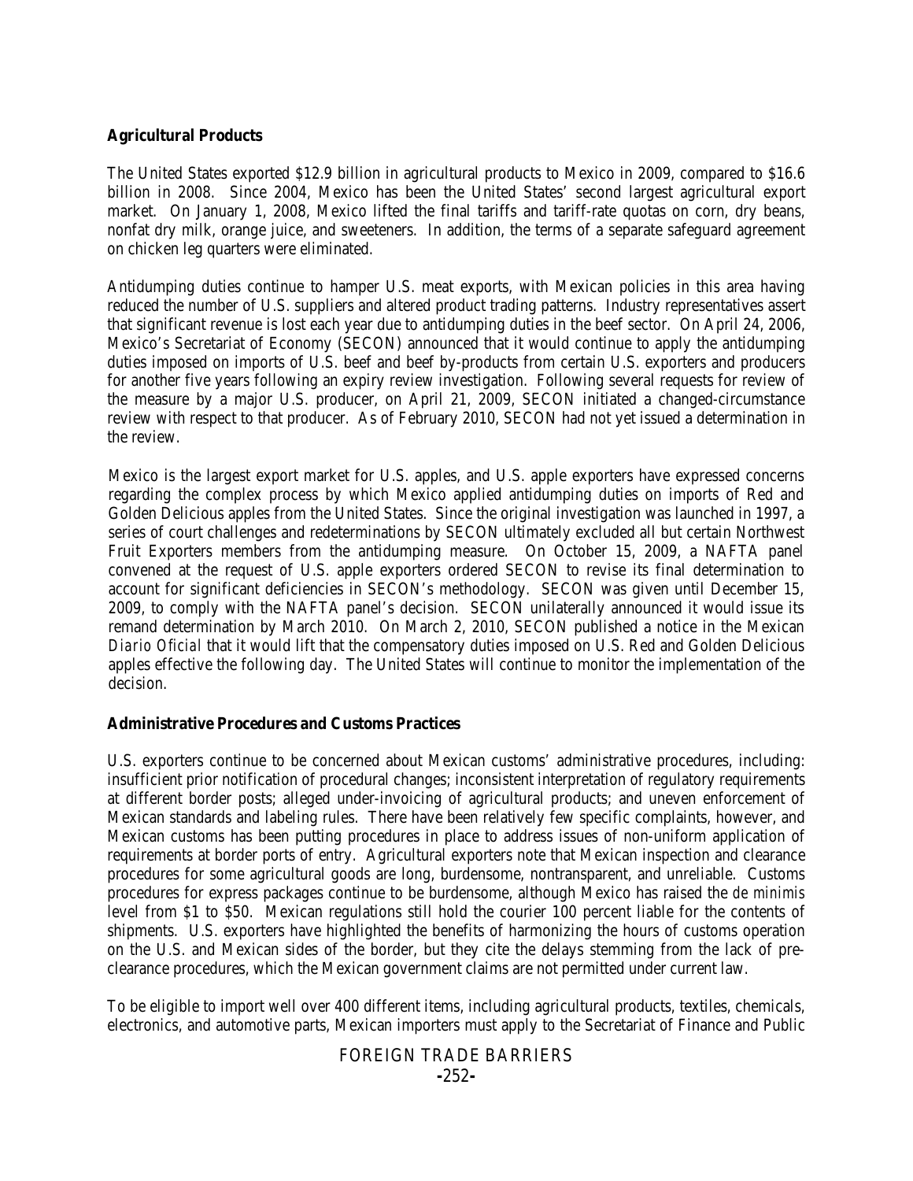**Agricultural Products**

The United States exported $12.9 billion in agricultural products to Mexico in 2009, compared to $16.6 billion in 2008. Since 2004, Mexico has been the United States' second largest agricultural export market. On January 1, 2008, Mexico lifted the final tariffs and tariff-rate quotas on corn, dry beans, nonfat dry milk, orange juice, and sweeteners. In addition, the terms of a separate safeguard agreement on chicken leg quarters were eliminated.

Antidumping duties continue to hamper U.S. meat exports, with Mexican policies in this area having reduced the number of U.S. suppliers and altered product trading patterns. Industry representatives assert that significant revenue is lost each year due to antidumping duties in the beef sector. On April 24, 2006, Mexico's Secretariat of Economy (SECON) announced that it would continue to apply the antidumping duties imposed on imports of U.S. beef and beef by-products from certain U.S. exporters and producers for another five years following an expiry review investigation. Following several requests for review of the measure by a major U.S. producer, on April 21, 2009, SECON initiated a changed-circumstance review with respect to that producer. As of February 2010, SECON had not yet issued a determination in the review.

Mexico is the largest export market for U.S. apples, and U.S. apple exporters have expressed concerns regarding the complex process by which Mexico applied antidumping duties on imports of Red and Golden Delicious apples from the United States. Since the original investigation was launched in 1997, a series of court challenges and redeterminations by SECON ultimately excluded all but certain Northwest Fruit Exporters members from the antidumping measure. On October 15, 2009, a NAFTA panel convened at the request of U.S. apple exporters ordered SECON to revise its final determination to account for significant deficiencies in SECON's methodology. SECON was given until December 15, 2009, to comply with the NAFTA panel's decision. SECON unilaterally announced it would issue its remand determination by March 2010. On March 2, 2010, SECON published a notice in the Mexican *Diario Oficial* that it would lift that the compensatory duties imposed on U.S. Red and Golden Delicious apples effective the following day. The United States will continue to monitor the implementation of the decision.

**Administrative Procedures and Customs Practices**

U.S. exporters continue to be concerned about Mexican customs' administrative procedures, including: insufficient prior notification of procedural changes; inconsistent interpretation of regulatory requirements at different border posts; alleged under-invoicing of agricultural products; and uneven enforcement of Mexican standards and labeling rules. There have been relatively few specific complaints, however, and Mexican customs has been putting procedures in place to address issues of non-uniform application of requirements at border ports of entry. Agricultural exporters note that Mexican inspection and clearance procedures for some agricultural goods are long, burdensome, nontransparent, and unreliable. Customs procedures for express packages continue to be burdensome, although Mexico has raised the *de minimis* level from $1 to $50. Mexican regulations still hold the courier 100 percent liable for the contents of shipments. U.S. exporters have highlighted the benefits of harmonizing the hours of customs operation on the U.S. and Mexican sides of the border, but they cite the delays stemming from the lack of pre-clearance procedures, which the Mexican government claims are not permitted under current law.

To be eligible to import well over 400 different items, including agricultural products, textiles, chemicals, electronics, and automotive parts, Mexican importers must apply to the Secretariat of Finance and Public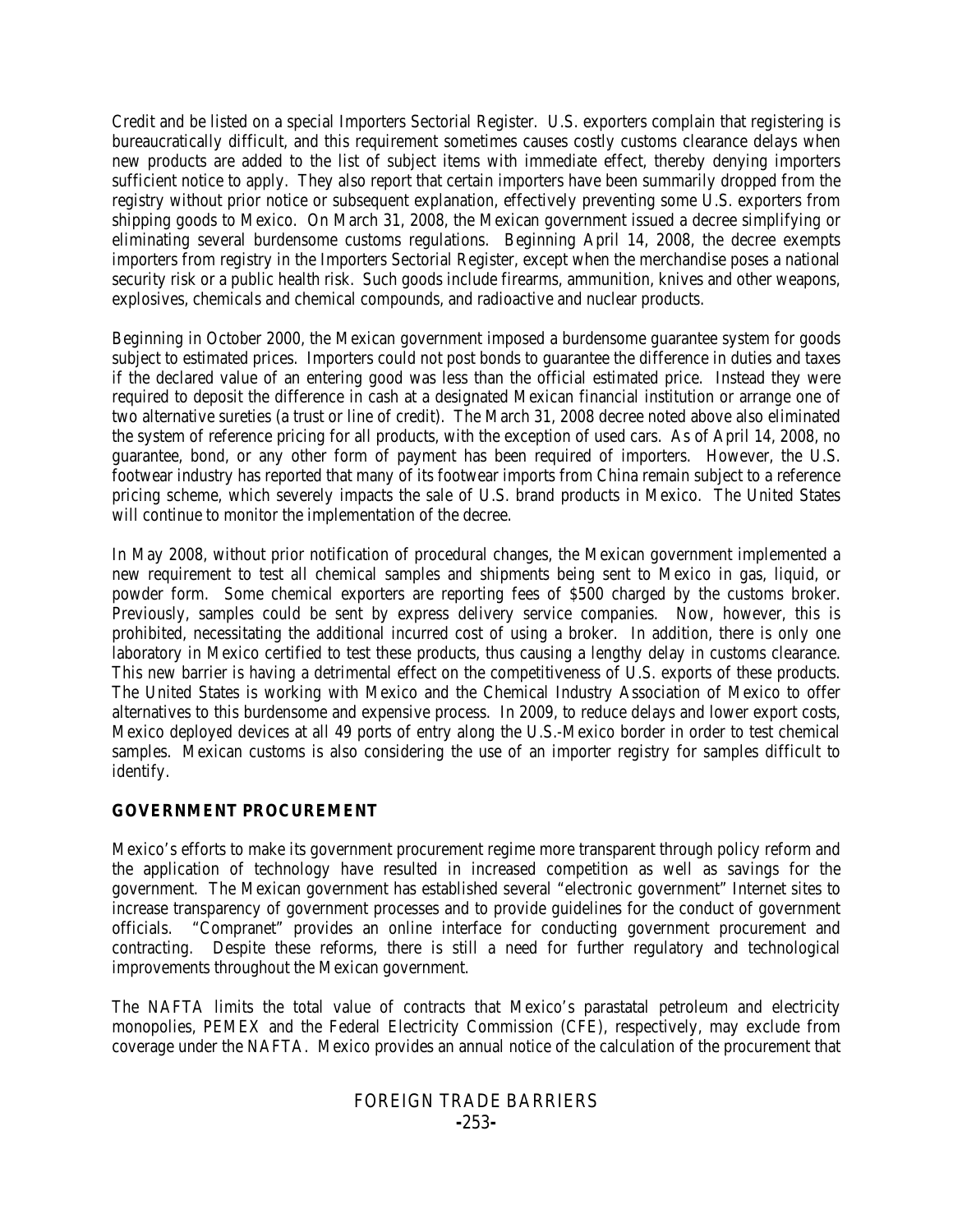Credit and be listed on a special Importers Sectorial Register. U.S. exporters complain that registering is bureaucratically difficult, and this requirement sometimes causes costly customs clearance delays when new products are added to the list of subject items with immediate effect, thereby denying importers sufficient notice to apply. They also report that certain importers have been summarily dropped from the registry without prior notice or subsequent explanation, effectively preventing some U.S. exporters from shipping goods to Mexico. On March 31, 2008, the Mexican government issued a decree simplifying or eliminating several burdensome customs regulations. Beginning April 14, 2008, the decree exempts importers from registry in the Importers Sectorial Register, except when the merchandise poses a national security risk or a public health risk. Such goods include firearms, ammunition, knives and other weapons, explosives, chemicals and chemical compounds, and radioactive and nuclear products.

Beginning in October 2000, the Mexican government imposed a burdensome guarantee system for goods subject to estimated prices. Importers could not post bonds to guarantee the difference in duties and taxes if the declared value of an entering good was less than the official estimated price. Instead they were required to deposit the difference in cash at a designated Mexican financial institution or arrange one of two alternative sureties (a trust or line of credit). The March 31, 2008 decree noted above also eliminated the system of reference pricing for all products, with the exception of used cars. As of April 14, 2008, no guarantee, bond, or any other form of payment has been required of importers. However, the U.S. footwear industry has reported that many of its footwear imports from China remain subject to a reference pricing scheme, which severely impacts the sale of U.S. brand products in Mexico. The United States will continue to monitor the implementation of the decree.

In May 2008, without prior notification of procedural changes, the Mexican government implemented a new requirement to test all chemical samples and shipments being sent to Mexico in gas, liquid, or powder form. Some chemical exporters are reporting fees of $500 charged by the customs broker. Previously, samples could be sent by express delivery service companies. Now, however, this is prohibited, necessitating the additional incurred cost of using a broker. In addition, there is only one laboratory in Mexico certified to test these products, thus causing a lengthy delay in customs clearance. This new barrier is having a detrimental effect on the competitiveness of U.S. exports of these products. The United States is working with Mexico and the Chemical Industry Association of Mexico to offer alternatives to this burdensome and expensive process. In 2009, to reduce delays and lower export costs, Mexico deployed devices at all 49 ports of entry along the U.S.-Mexico border in order to test chemical samples. Mexican customs is also considering the use of an importer registry for samples difficult to identify.

## GOVERNMENT PROCUREMENT

Mexico's efforts to make its government procurement regime more transparent through policy reform and the application of technology have resulted in increased competition as well as savings for the government. The Mexican government has established several "electronic government" Internet sites to increase transparency of government processes and to provide guidelines for the conduct of government officials. "Compranet" provides an online interface for conducting government procurement and contracting. Despite these reforms, there is still a need for further regulatory and technological improvements throughout the Mexican government.

The NAFTA limits the total value of contracts that Mexico's parastatal petroleum and electricity monopolies, PEMEX and the Federal Electricity Commission (CFE), respectively, may exclude from coverage under the NAFTA. Mexico provides an annual notice of the calculation of the procurement that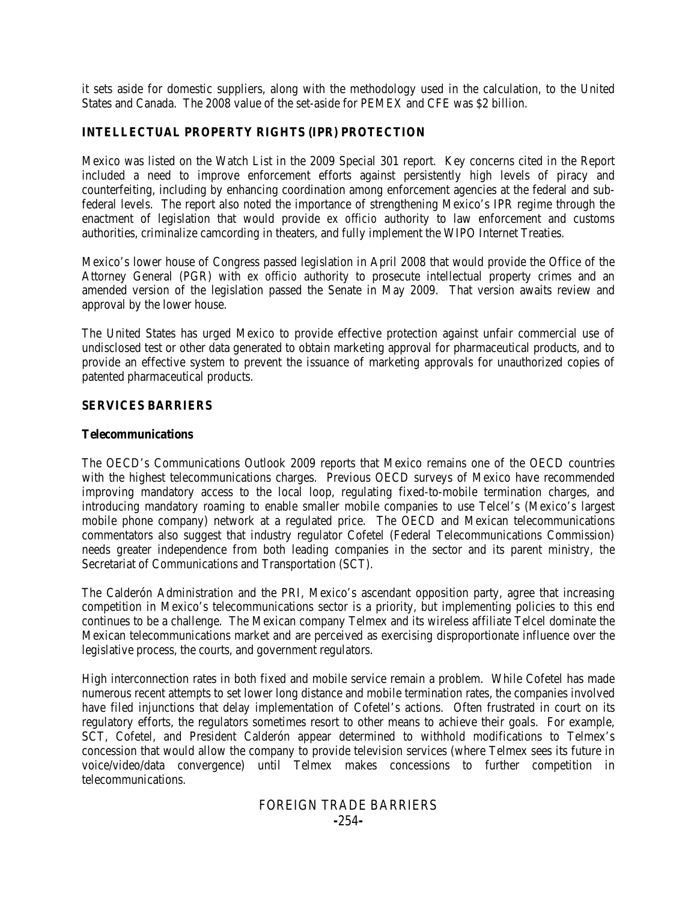it sets aside for domestic suppliers, along with the methodology used in the calculation, to the United States and Canada. The 2008 value of the set-aside for PEMEX and CFE was $2 billion.

## INTELLECTUAL PROPERTY RIGHTS (IPR) PROTECTION

Mexico was listed on the Watch List in the 2009 Special 301 report. Key concerns cited in the Report included a need to improve enforcement efforts against persistently high levels of piracy and counterfeiting, including by enhancing coordination among enforcement agencies at the federal and sub-federal levels. The report also noted the importance of strengthening Mexico's IPR regime through the enactment of legislation that would provide *ex officio* authority to law enforcement and customs authorities, criminalize camcording in theaters, and fully implement the WIPO Internet Treaties.

Mexico's lower house of Congress passed legislation in April 2008 that would provide the Office of the Attorney General (PGR) with *ex officio* authority to prosecute intellectual property crimes and an amended version of the legislation passed the Senate in May 2009. That version awaits review and approval by the lower house.

The United States has urged Mexico to provide effective protection against unfair commercial use of undisclosed test or other data generated to obtain marketing approval for pharmaceutical products, and to provide an effective system to prevent the issuance of marketing approvals for unauthorized copies of patented pharmaceutical products.

## SERVICES BARRIERS

### Telecommunications

The OECD's Communications Outlook 2009 reports that Mexico remains one of the OECD countries with the highest telecommunications charges. Previous OECD surveys of Mexico have recommended improving mandatory access to the local loop, regulating fixed-to-mobile termination charges, and introducing mandatory roaming to enable smaller mobile companies to use Telcel's (Mexico's largest mobile phone company) network at a regulated price. The OECD and Mexican telecommunications commentators also suggest that industry regulator Cofetel (Federal Telecommunications Commission) needs greater independence from both leading companies in the sector and its parent ministry, the Secretariat of Communications and Transportation (SCT).

The Calderón Administration and the PRI, Mexico's ascendant opposition party, agree that increasing competition in Mexico's telecommunications sector is a priority, but implementing policies to this end continues to be a challenge. The Mexican company Telmex and its wireless affiliate Telcel dominate the Mexican telecommunications market and are perceived as exercising disproportionate influence over the legislative process, the courts, and government regulators.

High interconnection rates in both fixed and mobile service remain a problem. While Cofetel has made numerous recent attempts to set lower long distance and mobile termination rates, the companies involved have filed injunctions that delay implementation of Cofetel's actions. Often frustrated in court on its regulatory efforts, the regulators sometimes resort to other means to achieve their goals. For example, SCT, Cofetel, and President Calderón appear determined to withhold modifications to Telmex's concession that would allow the company to provide television services (where Telmex sees its future in voice/video/data convergence) until Telmex makes concessions to further competition in telecommunications.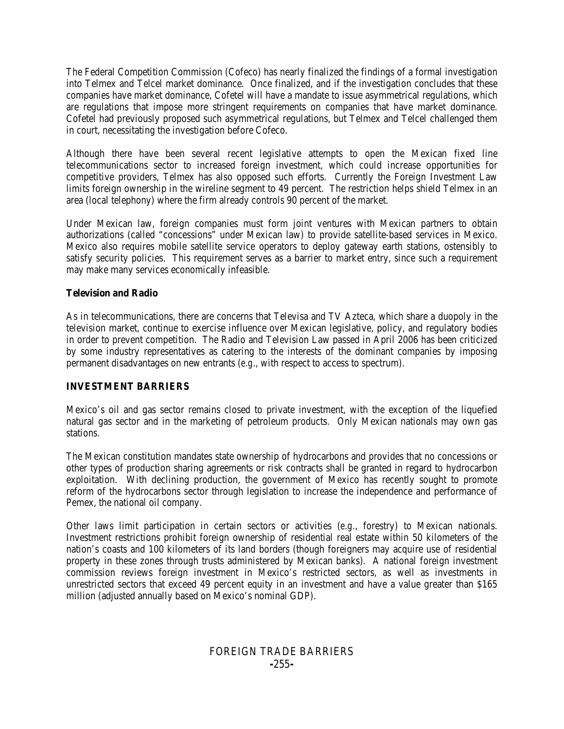The Federal Competition Commission (Cofeco) has nearly finalized the findings of a formal investigation into Telmex and Telcel market dominance. Once finalized, and if the investigation concludes that these companies have market dominance, Cofetel will have a mandate to issue asymmetrical regulations, which are regulations that impose more stringent requirements on companies that have market dominance. Cofetel had previously proposed such asymmetrical regulations, but Telmex and Telcel challenged them in court, necessitating the investigation before Cofeco.

Although there have been several recent legislative attempts to open the Mexican fixed line telecommunications sector to increased foreign investment, which could increase opportunities for competitive providers, Telmex has also opposed such efforts. Currently the Foreign Investment Law limits foreign ownership in the wireline segment to 49 percent. The restriction helps shield Telmex in an area (local telephony) where the firm already controls 90 percent of the market.

Under Mexican law, foreign companies must form joint ventures with Mexican partners to obtain authorizations (called "concessions" under Mexican law) to provide satellite-based services in Mexico. Mexico also requires mobile satellite service operators to deploy gateway earth stations, ostensibly to satisfy security policies. This requirement serves as a barrier to market entry, since such a requirement may make many services economically infeasible.

**Television and Radio**

As in telecommunications, there are concerns that Televisa and TV Azteca, which share a duopoly in the television market, continue to exercise influence over Mexican legislative, policy, and regulatory bodies in order to prevent competition. The Radio and Television Law passed in April 2006 has been criticized by some industry representatives as catering to the interests of the dominant companies by imposing permanent disadvantages on new entrants (e.g., with respect to access to spectrum).

## INVESTMENT BARRIERS

Mexico's oil and gas sector remains closed to private investment, with the exception of the liquefied natural gas sector and in the marketing of petroleum products. Only Mexican nationals may own gas stations.

The Mexican constitution mandates state ownership of hydrocarbons and provides that no concessions or other types of production sharing agreements or risk contracts shall be granted in regard to hydrocarbon exploitation. With declining production, the government of Mexico has recently sought to promote reform of the hydrocarbons sector through legislation to increase the independence and performance of Pemex, the national oil company.

Other laws limit participation in certain sectors or activities (e.g., forestry) to Mexican nationals. Investment restrictions prohibit foreign ownership of residential real estate within 50 kilometers of the nation's coasts and 100 kilometers of its land borders (though foreigners may acquire use of residential property in these zones through trusts administered by Mexican banks). A national foreign investment commission reviews foreign investment in Mexico's restricted sectors, as well as investments in unrestricted sectors that exceed 49 percent equity in an investment and have a value greater than $165 million (adjusted annually based on Mexico's nominal GDP).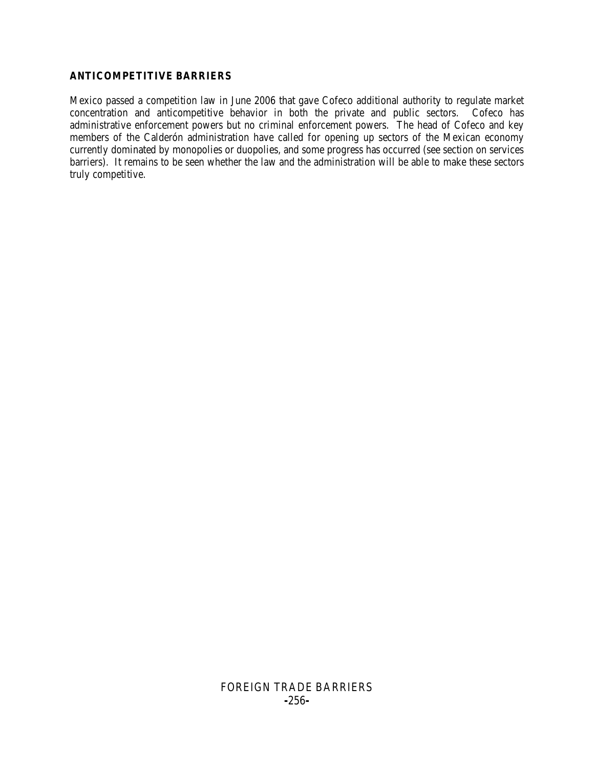## ANTICOMPETITIVE BARRIERS

Mexico passed a competition law in June 2006 that gave Cofeco additional authority to regulate market concentration and anticompetitive behavior in both the private and public sectors. Cofeco has administrative enforcement powers but no criminal enforcement powers. The head of Cofeco and key members of the Calderón administration have called for opening up sectors of the Mexican economy currently dominated by monopolies or duopolies, and some progress has occurred (see section on services barriers). It remains to be seen whether the law and the administration will be able to make these sectors truly competitive.